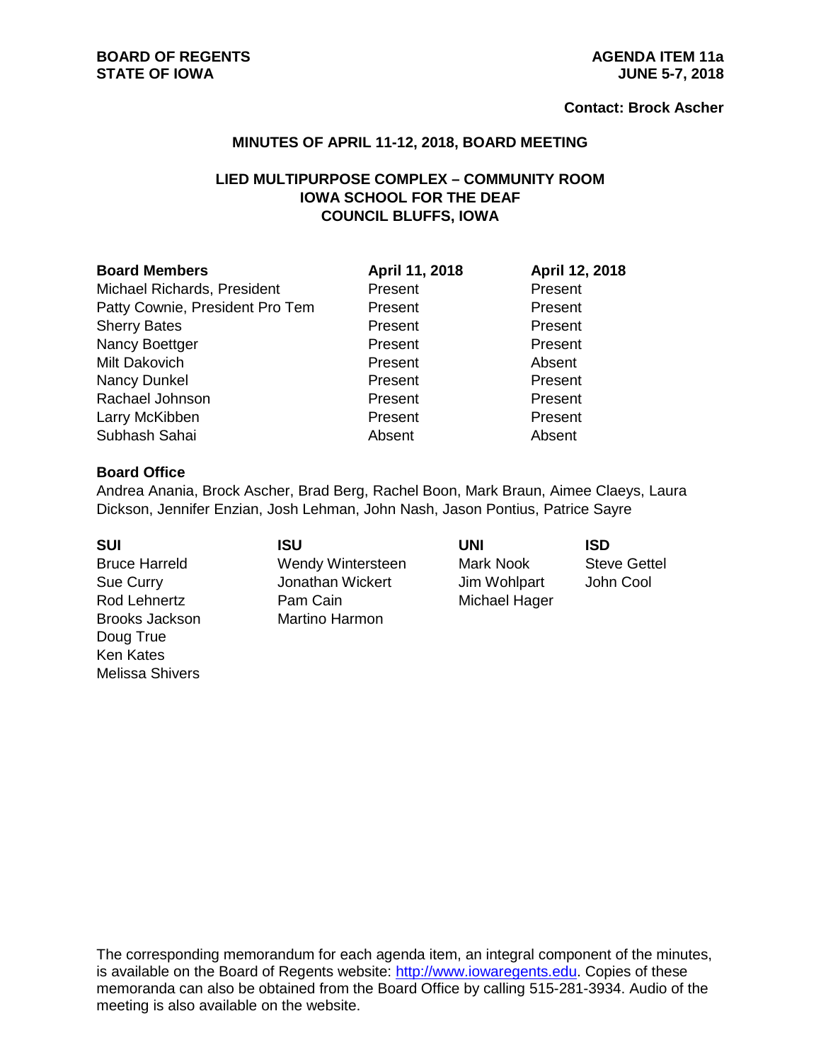**BOARD OF REGENTS**
**STATE OF IOWA**

**AGENDA ITEM 11a**
**JUNE 5-7, 2018**

**Contact: Brock Ascher**

## MINUTES OF APRIL 11-12, 2018, BOARD MEETING

### LIED MULTIPURPOSE COMPLEX – COMMUNITY ROOM
### IOWA SCHOOL FOR THE DEAF
### COUNCIL BLUFFS, IOWA

| Board Members | April 11, 2018 | April 12, 2018 |
|---|---|---|
| Michael Richards, President | Present | Present |
| Patty Cownie, President Pro Tem | Present | Present |
| Sherry Bates | Present | Present |
| Nancy Boettger | Present | Present |
| Milt Dakovich | Present | Absent |
| Nancy Dunkel | Present | Present |
| Rachael Johnson | Present | Present |
| Larry McKibben | Present | Present |
| Subhash Sahai | Absent | Absent |

**Board Office**
Andrea Anania, Brock Ascher, Brad Berg, Rachel Boon, Mark Braun, Aimee Claeys, Laura Dickson, Jennifer Enzian, Josh Lehman, John Nash, Jason Pontius, Patrice Sayre

| SUI | ISU | UNI | ISD |
|---|---|---|---|
| Bruce Harreld | Wendy Wintersteen | Mark Nook | Steve Gettel |
| Sue Curry | Jonathan Wickert | Jim Wohlpart | John Cool |
| Rod Lehnertz | Pam Cain | Michael Hager | |
| Brooks Jackson | Martino Harmon | | |
| Doug True | | | |
| Ken Kates | | | |
| Melissa Shivers | | | |

The corresponding memorandum for each agenda item, an integral component of the minutes, is available on the Board of Regents website: http://www.iowaregents.edu. Copies of these memoranda can also be obtained from the Board Office by calling 515-281-3934. Audio of the meeting is also available on the website.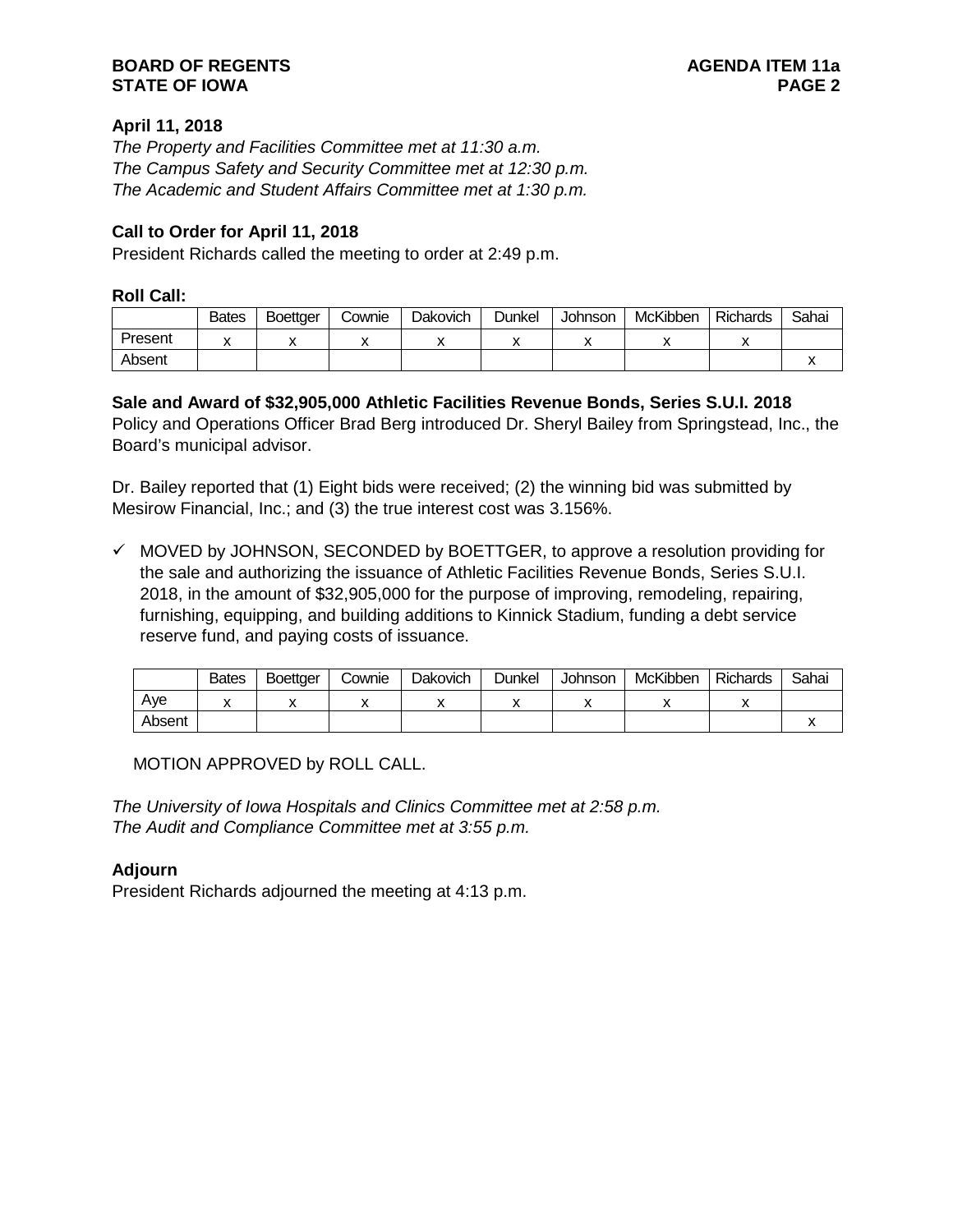**April 11, 2018**

*The Property and Facilities Committee met at 11:30 a.m.*
*The Campus Safety and Security Committee met at 12:30 p.m.*
*The Academic and Student Affairs Committee met at 1:30 p.m.*

**Call to Order for April 11, 2018**

President Richards called the meeting to order at 2:49 p.m.

**Roll Call:**

| | Bates | Boettger | Cownie | Dakovich | Dunkel | Johnson | McKibben | Richards | Sahai |
|---|---|---|---|---|---|---|---|---|---|
| Present | x | x | x | x | x | x | x | x | |
| Absent | | | | | | | | | x |

**Sale and Award of $32,905,000 Athletic Facilities Revenue Bonds, Series S.U.I. 2018**

Policy and Operations Officer Brad Berg introduced Dr. Sheryl Bailey from Springstead, Inc., the Board's municipal advisor.

Dr. Bailey reported that (1) Eight bids were received; (2) the winning bid was submitted by Mesirow Financial, Inc.; and (3) the true interest cost was 3.156%.

- ✓ MOVED by JOHNSON, SECONDED by BOETTGER, to approve a resolution providing for the sale and authorizing the issuance of Athletic Facilities Revenue Bonds, Series S.U.I. 2018, in the amount of $32,905,000 for the purpose of improving, remodeling, repairing, furnishing, equipping, and building additions to Kinnick Stadium, funding a debt service reserve fund, and paying costs of issuance.

| | Bates | Boettger | Cownie | Dakovich | Dunkel | Johnson | McKibben | Richards | Sahai |
|---|---|---|---|---|---|---|---|---|---|
| Aye | x | x | x | x | x | x | x | x | |
| Absent | | | | | | | | | x |

MOTION APPROVED by ROLL CALL.

*The University of Iowa Hospitals and Clinics Committee met at 2:58 p.m.*
*The Audit and Compliance Committee met at 3:55 p.m.*

**Adjourn**

President Richards adjourned the meeting at 4:13 p.m.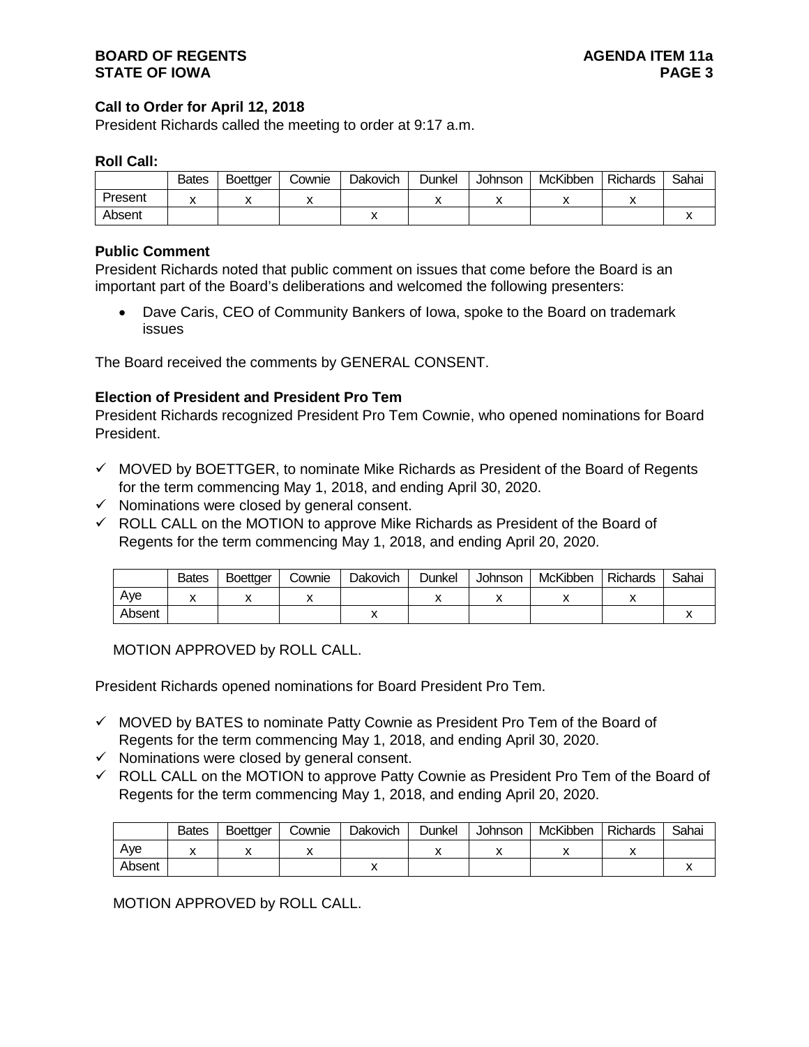**Call to Order for April 12, 2018**

President Richards called the meeting to order at 9:17 a.m.

**Roll Call:**

| | Bates | Boettger | Cownie | Dakovich | Dunkel | Johnson | McKibben | Richards | Sahai |
|---|---|---|---|---|---|---|---|---|---|
| Present | x | x | x | | x | x | x | x | |
| Absent | | | | x | | | | | x |

**Public Comment**

President Richards noted that public comment on issues that come before the Board is an important part of the Board's deliberations and welcomed the following presenters:

- Dave Caris, CEO of Community Bankers of Iowa, spoke to the Board on trademark issues

The Board received the comments by GENERAL CONSENT.

**Election of President and President Pro Tem**

President Richards recognized President Pro Tem Cownie, who opened nominations for Board President.

- ✓ MOVED by BOETTGER, to nominate Mike Richards as President of the Board of Regents for the term commencing May 1, 2018, and ending April 30, 2020.
- ✓ Nominations were closed by general consent.
- ✓ ROLL CALL on the MOTION to approve Mike Richards as President of the Board of Regents for the term commencing May 1, 2018, and ending April 20, 2020.

| | Bates | Boettger | Cownie | Dakovich | Dunkel | Johnson | McKibben | Richards | Sahai |
|---|---|---|---|---|---|---|---|---|---|
| Aye | x | x | x | | x | x | x | x | |
| Absent | | | | x | | | | | x |

MOTION APPROVED by ROLL CALL.

President Richards opened nominations for Board President Pro Tem.

- ✓ MOVED by BATES to nominate Patty Cownie as President Pro Tem of the Board of Regents for the term commencing May 1, 2018, and ending April 30, 2020.
- ✓ Nominations were closed by general consent.
- ✓ ROLL CALL on the MOTION to approve Patty Cownie as President Pro Tem of the Board of Regents for the term commencing May 1, 2018, and ending April 20, 2020.

| | Bates | Boettger | Cownie | Dakovich | Dunkel | Johnson | McKibben | Richards | Sahai |
|---|---|---|---|---|---|---|---|---|---|
| Aye | x | x | x | | x | x | x | x | |
| Absent | | | | x | | | | | x |

MOTION APPROVED by ROLL CALL.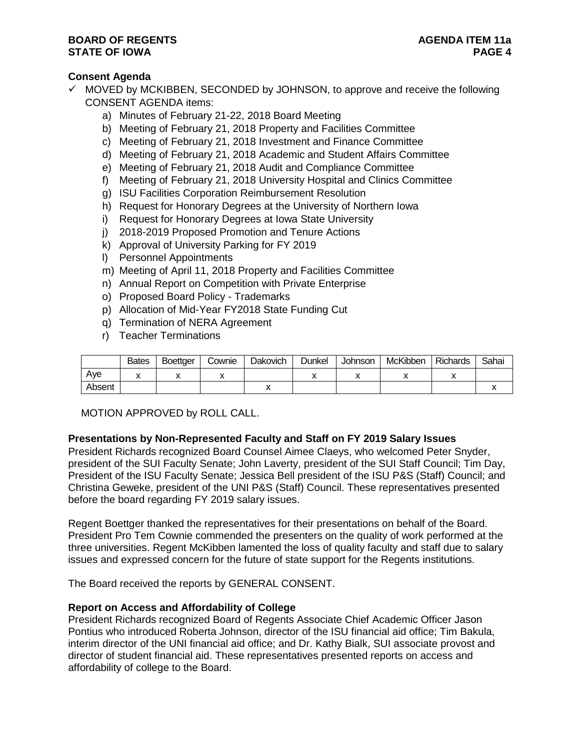### Consent Agenda

- ✓ MOVED by MCKIBBEN, SECONDED by JOHNSON, to approve and receive the following CONSENT AGENDA items:
  a) Minutes of February 21-22, 2018 Board Meeting
  b) Meeting of February 21, 2018 Property and Facilities Committee
  c) Meeting of February 21, 2018 Investment and Finance Committee
  d) Meeting of February 21, 2018 Academic and Student Affairs Committee
  e) Meeting of February 21, 2018 Audit and Compliance Committee
  f) Meeting of February 21, 2018 University Hospital and Clinics Committee
  g) ISU Facilities Corporation Reimbursement Resolution
  h) Request for Honorary Degrees at the University of Northern Iowa
  i) Request for Honorary Degrees at Iowa State University
  j) 2018-2019 Proposed Promotion and Tenure Actions
  k) Approval of University Parking for FY 2019
  l) Personnel Appointments
  m) Meeting of April 11, 2018 Property and Facilities Committee
  n) Annual Report on Competition with Private Enterprise
  o) Proposed Board Policy - Trademarks
  p) Allocation of Mid-Year FY2018 State Funding Cut
  q) Termination of NERA Agreement
  r) Teacher Terminations

| | Bates | Boettger | Cownie | Dakovich | Dunkel | Johnson | McKibben | Richards | Sahai |
|---|---|---|---|---|---|---|---|---|---|
| Aye | x | x | x | | x | x | x | x | |
| Absent | | | | x | | | | | x |

MOTION APPROVED by ROLL CALL.

### Presentations by Non-Represented Faculty and Staff on FY 2019 Salary Issues

President Richards recognized Board Counsel Aimee Claeys, who welcomed Peter Snyder, president of the SUI Faculty Senate; John Laverty, president of the SUI Staff Council; Tim Day, President of the ISU Faculty Senate; Jessica Bell president of the ISU P&S (Staff) Council; and Christina Geweke, president of the UNI P&S (Staff) Council. These representatives presented before the board regarding FY 2019 salary issues.

Regent Boettger thanked the representatives for their presentations on behalf of the Board. President Pro Tem Cownie commended the presenters on the quality of work performed at the three universities. Regent McKibben lamented the loss of quality faculty and staff due to salary issues and expressed concern for the future of state support for the Regents institutions.

The Board received the reports by GENERAL CONSENT.

### Report on Access and Affordability of College

President Richards recognized Board of Regents Associate Chief Academic Officer Jason Pontius who introduced Roberta Johnson, director of the ISU financial aid office; Tim Bakula, interim director of the UNI financial aid office; and Dr. Kathy Bialk, SUI associate provost and director of student financial aid. These representatives presented reports on access and affordability of college to the Board.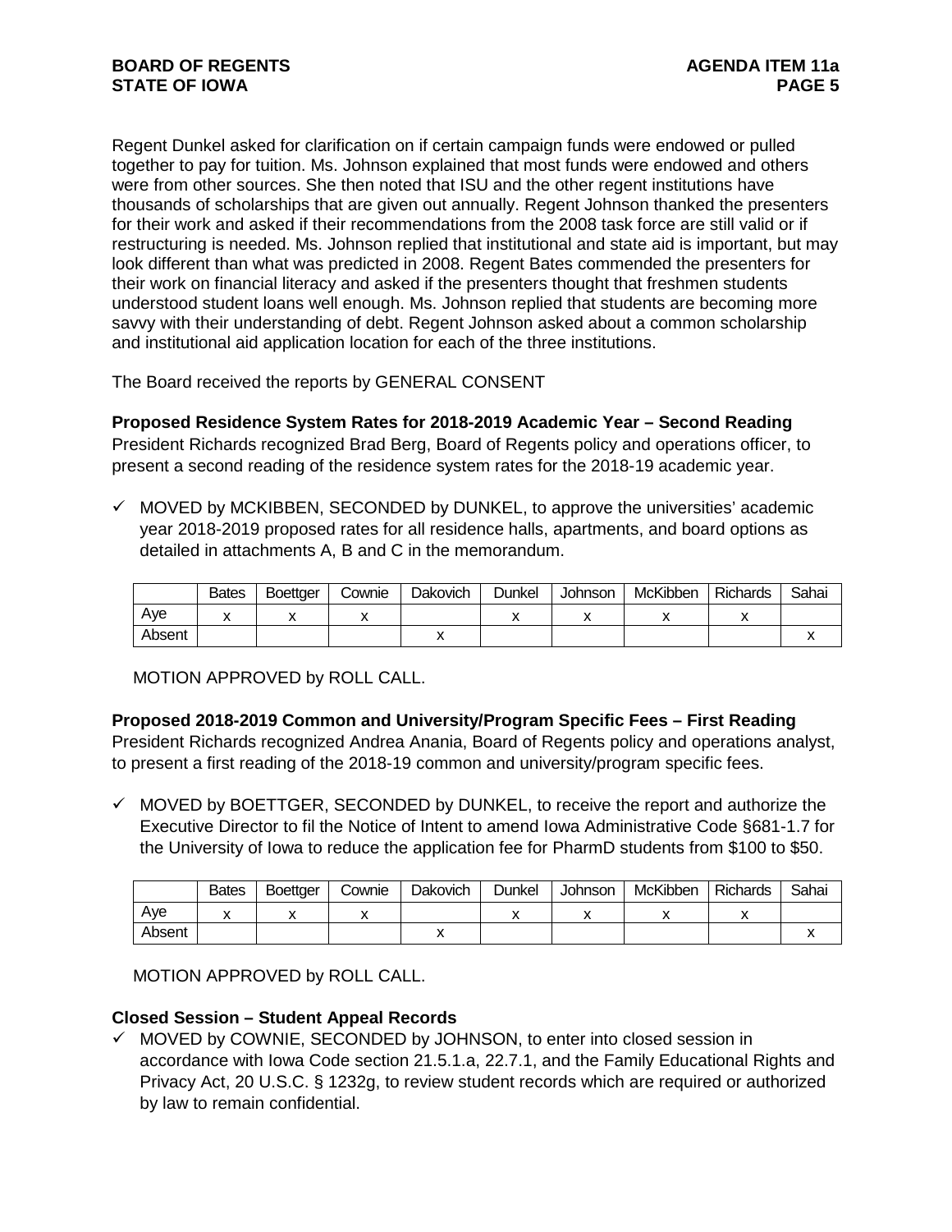Regent Dunkel asked for clarification on if certain campaign funds were endowed or pulled together to pay for tuition. Ms. Johnson explained that most funds were endowed and others were from other sources. She then noted that ISU and the other regent institutions have thousands of scholarships that are given out annually. Regent Johnson thanked the presenters for their work and asked if their recommendations from the 2008 task force are still valid or if restructuring is needed. Ms. Johnson replied that institutional and state aid is important, but may look different than what was predicted in 2008. Regent Bates commended the presenters for their work on financial literacy and asked if the presenters thought that freshmen students understood student loans well enough. Ms. Johnson replied that students are becoming more savvy with their understanding of debt. Regent Johnson asked about a common scholarship and institutional aid application location for each of the three institutions.

The Board received the reports by GENERAL CONSENT

**Proposed Residence System Rates for 2018-2019 Academic Year – Second Reading**
President Richards recognized Brad Berg, Board of Regents policy and operations officer, to present a second reading of the residence system rates for the 2018-19 academic year.

- ✓ MOVED by MCKIBBEN, SECONDED by DUNKEL, to approve the universities' academic year 2018-2019 proposed rates for all residence halls, apartments, and board options as detailed in attachments A, B and C in the memorandum.

| | Bates | Boettger | Cownie | Dakovich | Dunkel | Johnson | McKibben | Richards | Sahai |
|---|---|---|---|---|---|---|---|---|---|
| Aye | x | x | x | | x | x | x | x | |
| Absent | | | | x | | | | | x |

MOTION APPROVED by ROLL CALL.

**Proposed 2018-2019 Common and University/Program Specific Fees – First Reading**
President Richards recognized Andrea Anania, Board of Regents policy and operations analyst, to present a first reading of the 2018-19 common and university/program specific fees.

- ✓ MOVED by BOETTGER, SECONDED by DUNKEL, to receive the report and authorize the Executive Director to fil the Notice of Intent to amend Iowa Administrative Code §681-1.7 for the University of Iowa to reduce the application fee for PharmD students from $100 to $50.

| | Bates | Boettger | Cownie | Dakovich | Dunkel | Johnson | McKibben | Richards | Sahai |
|---|---|---|---|---|---|---|---|---|---|
| Aye | x | x | x | | x | x | x | x | |
| Absent | | | | x | | | | | x |

MOTION APPROVED by ROLL CALL.

**Closed Session – Student Appeal Records**

- ✓ MOVED by COWNIE, SECONDED by JOHNSON, to enter into closed session in accordance with Iowa Code section 21.5.1.a, 22.7.1, and the Family Educational Rights and Privacy Act, 20 U.S.C. § 1232g, to review student records which are required or authorized by law to remain confidential.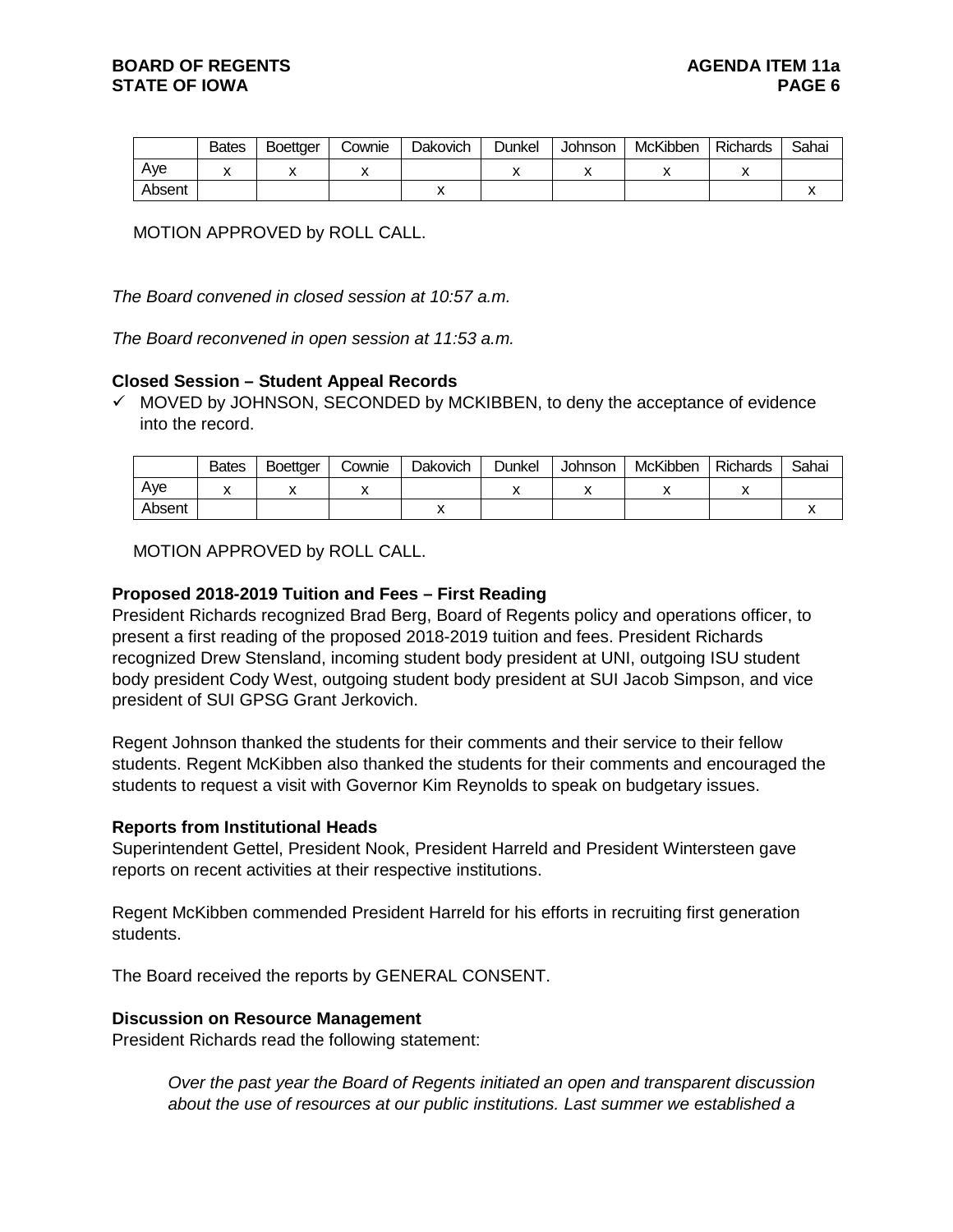| | Bates | Boettger | Cownie | Dakovich | Dunkel | Johnson | McKibben | Richards | Sahai |
|---|---|---|---|---|---|---|---|---|---|
| Aye | x | x | x | | x | x | x | x | |
| Absent | | | | x | | | | | x |

MOTION APPROVED by ROLL CALL.

*The Board convened in closed session at 10:57 a.m.*

*The Board reconvened in open session at 11:53 a.m.*

**Closed Session – Student Appeal Records**

✓ MOVED by JOHNSON, SECONDED by MCKIBBEN, to deny the acceptance of evidence into the record.

| | Bates | Boettger | Cownie | Dakovich | Dunkel | Johnson | McKibben | Richards | Sahai |
|---|---|---|---|---|---|---|---|---|---|
| Aye | x | x | x | | x | x | x | x | |
| Absent | | | | x | | | | | x |

MOTION APPROVED by ROLL CALL.

**Proposed 2018-2019 Tuition and Fees – First Reading**

President Richards recognized Brad Berg, Board of Regents policy and operations officer, to present a first reading of the proposed 2018-2019 tuition and fees. President Richards recognized Drew Stensland, incoming student body president at UNI, outgoing ISU student body president Cody West, outgoing student body president at SUI Jacob Simpson, and vice president of SUI GPSG Grant Jerkovich.

Regent Johnson thanked the students for their comments and their service to their fellow students. Regent McKibben also thanked the students for their comments and encouraged the students to request a visit with Governor Kim Reynolds to speak on budgetary issues.

**Reports from Institutional Heads**

Superintendent Gettel, President Nook, President Harreld and President Wintersteen gave reports on recent activities at their respective institutions.

Regent McKibben commended President Harreld for his efforts in recruiting first generation students.

The Board received the reports by GENERAL CONSENT.

**Discussion on Resource Management**

President Richards read the following statement:

> *Over the past year the Board of Regents initiated an open and transparent discussion about the use of resources at our public institutions. Last summer we established a*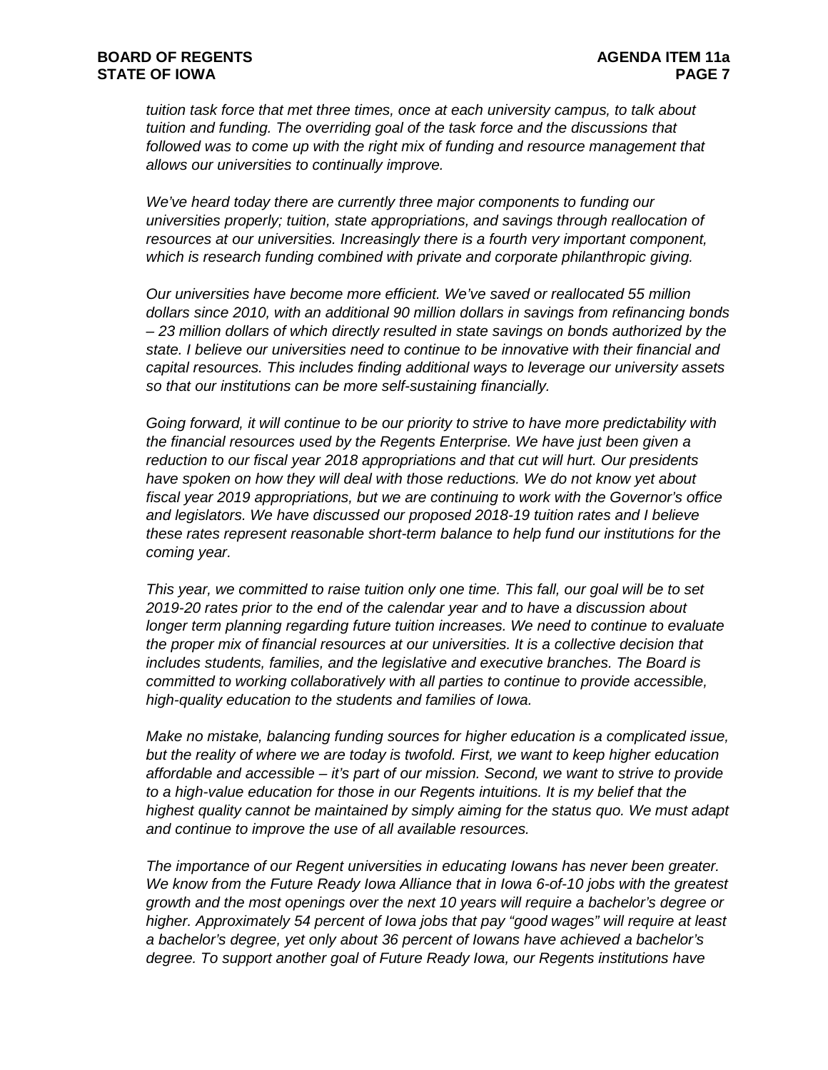*tuition task force that met three times, once at each university campus, to talk about tuition and funding. The overriding goal of the task force and the discussions that followed was to come up with the right mix of funding and resource management that allows our universities to continually improve.*

*We've heard today there are currently three major components to funding our universities properly; tuition, state appropriations, and savings through reallocation of resources at our universities. Increasingly there is a fourth very important component, which is research funding combined with private and corporate philanthropic giving.*

*Our universities have become more efficient. We've saved or reallocated 55 million dollars since 2010, with an additional 90 million dollars in savings from refinancing bonds – 23 million dollars of which directly resulted in state savings on bonds authorized by the state. I believe our universities need to continue to be innovative with their financial and capital resources. This includes finding additional ways to leverage our university assets so that our institutions can be more self-sustaining financially.*

*Going forward, it will continue to be our priority to strive to have more predictability with the financial resources used by the Regents Enterprise. We have just been given a reduction to our fiscal year 2018 appropriations and that cut will hurt. Our presidents have spoken on how they will deal with those reductions. We do not know yet about fiscal year 2019 appropriations, but we are continuing to work with the Governor's office and legislators. We have discussed our proposed 2018-19 tuition rates and I believe these rates represent reasonable short-term balance to help fund our institutions for the coming year.*

*This year, we committed to raise tuition only one time. This fall, our goal will be to set 2019-20 rates prior to the end of the calendar year and to have a discussion about longer term planning regarding future tuition increases. We need to continue to evaluate the proper mix of financial resources at our universities. It is a collective decision that includes students, families, and the legislative and executive branches. The Board is committed to working collaboratively with all parties to continue to provide accessible, high-quality education to the students and families of Iowa.*

*Make no mistake, balancing funding sources for higher education is a complicated issue, but the reality of where we are today is twofold. First, we want to keep higher education affordable and accessible – it's part of our mission. Second, we want to strive to provide to a high-value education for those in our Regents intuitions. It is my belief that the highest quality cannot be maintained by simply aiming for the status quo. We must adapt and continue to improve the use of all available resources.*

*The importance of our Regent universities in educating Iowans has never been greater. We know from the Future Ready Iowa Alliance that in Iowa 6-of-10 jobs with the greatest growth and the most openings over the next 10 years will require a bachelor's degree or higher. Approximately 54 percent of Iowa jobs that pay "good wages" will require at least a bachelor's degree, yet only about 36 percent of Iowans have achieved a bachelor's degree. To support another goal of Future Ready Iowa, our Regents institutions have*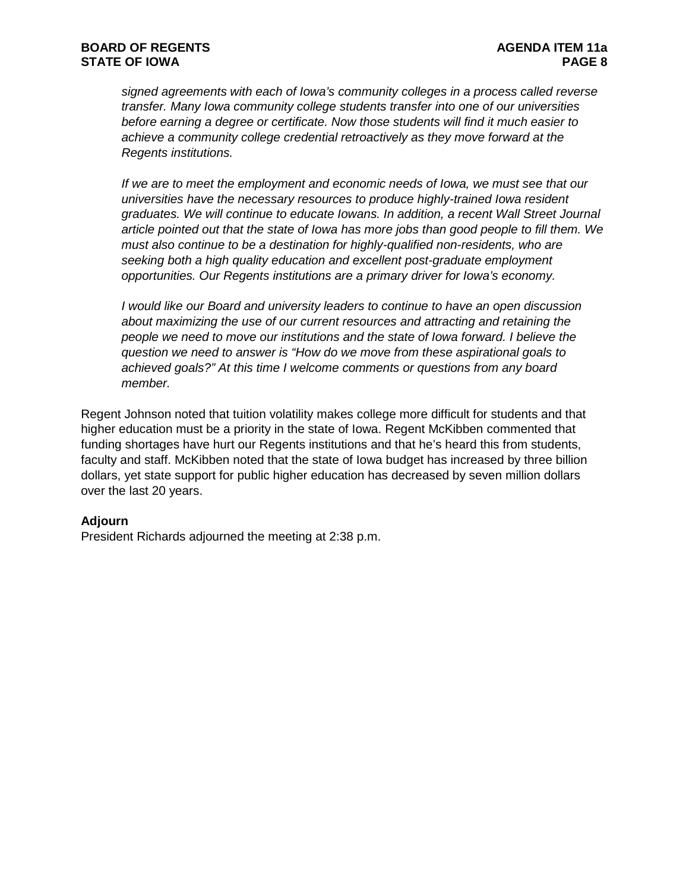*signed agreements with each of Iowa's community colleges in a process called reverse transfer. Many Iowa community college students transfer into one of our universities before earning a degree or certificate. Now those students will find it much easier to achieve a community college credential retroactively as they move forward at the Regents institutions.*

*If we are to meet the employment and economic needs of Iowa, we must see that our universities have the necessary resources to produce highly-trained Iowa resident graduates. We will continue to educate Iowans. In addition, a recent Wall Street Journal article pointed out that the state of Iowa has more jobs than good people to fill them. We must also continue to be a destination for highly-qualified non-residents, who are seeking both a high quality education and excellent post-graduate employment opportunities. Our Regents institutions are a primary driver for Iowa's economy.*

*I would like our Board and university leaders to continue to have an open discussion about maximizing the use of our current resources and attracting and retaining the people we need to move our institutions and the state of Iowa forward. I believe the question we need to answer is "How do we move from these aspirational goals to achieved goals?" At this time I welcome comments or questions from any board member.*

Regent Johnson noted that tuition volatility makes college more difficult for students and that higher education must be a priority in the state of Iowa. Regent McKibben commented that funding shortages have hurt our Regents institutions and that he's heard this from students, faculty and staff. McKibben noted that the state of Iowa budget has increased by three billion dollars, yet state support for public higher education has decreased by seven million dollars over the last 20 years.

**Adjourn**
President Richards adjourned the meeting at 2:38 p.m.